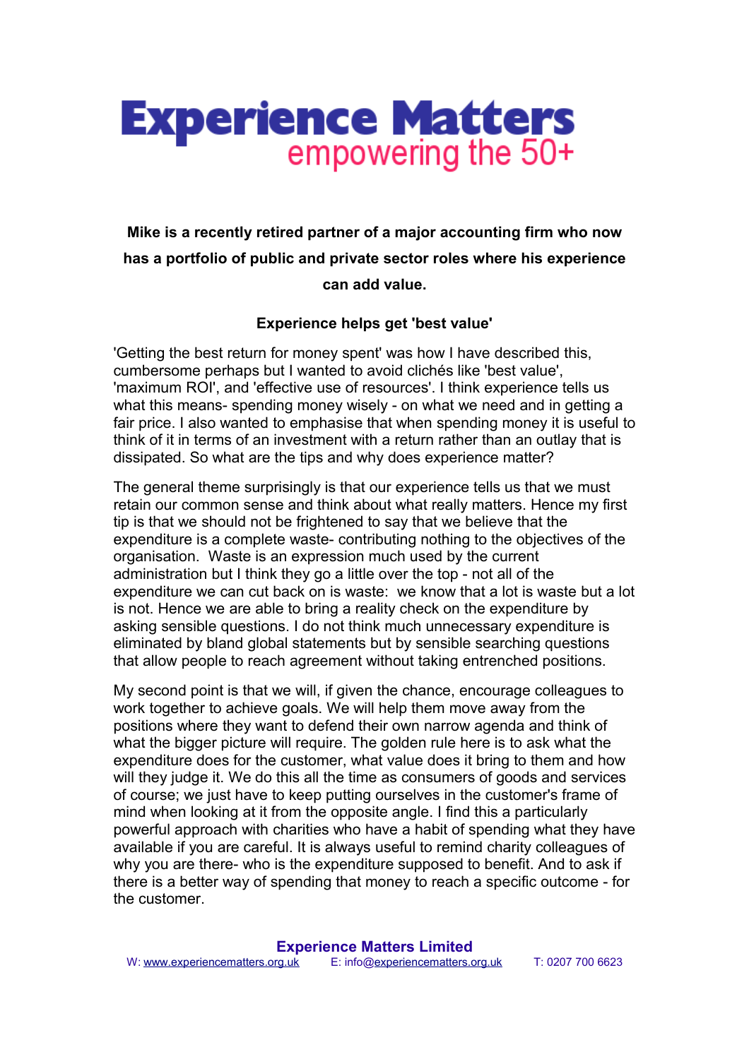# Experience Matters
## empowering the 50+

**Mike is a recently retired partner of a major accounting firm who now has a portfolio of public and private sector roles where his experience can add value.**

### Experience helps get 'best value'

'Getting the best return for money spent' was how I have described this, cumbersome perhaps but I wanted to avoid clichés like 'best value', 'maximum ROI', and 'effective use of resources'. I think experience tells us what this means- spending money wisely - on what we need and in getting a fair price. I also wanted to emphasise that when spending money it is useful to think of it in terms of an investment with a return rather than an outlay that is dissipated. So what are the tips and why does experience matter?

The general theme surprisingly is that our experience tells us that we must retain our common sense and think about what really matters. Hence my first tip is that we should not be frightened to say that we believe that the expenditure is a complete waste- contributing nothing to the objectives of the organisation. Waste is an expression much used by the current administration but I think they go a little over the top - not all of the expenditure we can cut back on is waste: we know that a lot is waste but a lot is not. Hence we are able to bring a reality check on the expenditure by asking sensible questions. I do not think much unnecessary expenditure is eliminated by bland global statements but by sensible searching questions that allow people to reach agreement without taking entrenched positions.

My second point is that we will, if given the chance, encourage colleagues to work together to achieve goals. We will help them move away from the positions where they want to defend their own narrow agenda and think of what the bigger picture will require. The golden rule here is to ask what the expenditure does for the customer, what value does it bring to them and how will they judge it. We do this all the time as consumers of goods and services of course; we just have to keep putting ourselves in the customer's frame of mind when looking at it from the opposite angle. I find this a particularly powerful approach with charities who have a habit of spending what they have available if you are careful. It is always useful to remind charity colleagues of why you are there- who is the expenditure supposed to benefit. And to ask if there is a better way of spending that money to reach a specific outcome - for the customer.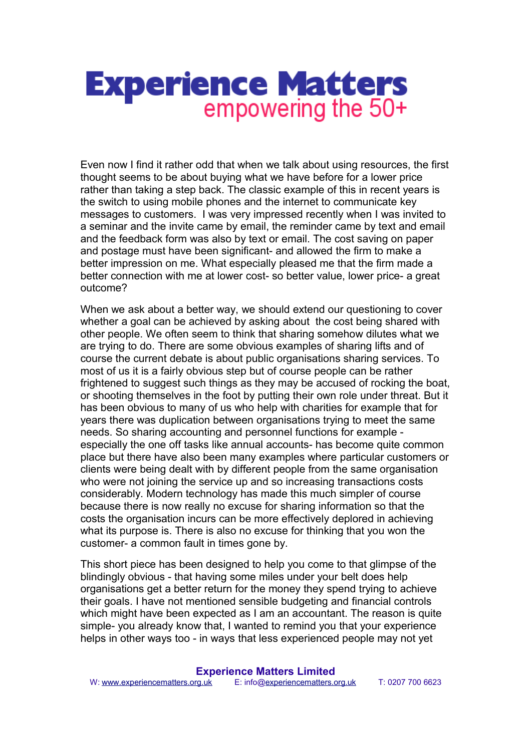Even now I find it rather odd that when we talk about using resources, the first thought seems to be about buying what we have before for a lower price rather than taking a step back. The classic example of this in recent years is the switch to using mobile phones and the internet to communicate key messages to customers.  I was very impressed recently when I was invited to a seminar and the invite came by email, the reminder came by text and email and the feedback form was also by text or email. The cost saving on paper and postage must have been significant- and allowed the firm to make a better impression on me. What especially pleased me that the firm made a better connection with me at lower cost- so better value, lower price- a great outcome?

When we ask about a better way, we should extend our questioning to cover whether a goal can be achieved by asking about  the cost being shared with other people. We often seem to think that sharing somehow dilutes what we are trying to do. There are some obvious examples of sharing lifts and of course the current debate is about public organisations sharing services. To most of us it is a fairly obvious step but of course people can be rather frightened to suggest such things as they may be accused of rocking the boat, or shooting themselves in the foot by putting their own role under threat. But it has been obvious to many of us who help with charities for example that for years there was duplication between organisations trying to meet the same needs. So sharing accounting and personnel functions for example - especially the one off tasks like annual accounts- has become quite common place but there have also been many examples where particular customers or clients were being dealt with by different people from the same organisation who were not joining the service up and so increasing transactions costs considerably. Modern technology has made this much simpler of course because there is now really no excuse for sharing information so that the costs the organisation incurs can be more effectively deplored in achieving what its purpose is. There is also no excuse for thinking that you won the customer- a common fault in times gone by.

This short piece has been designed to help you come to that glimpse of the blindingly obvious - that having some miles under your belt does help organisations get a better return for the money they spend trying to achieve their goals. I have not mentioned sensible budgeting and financial controls which might have been expected as I am an accountant. The reason is quite simple- you already know that, I wanted to remind you that your experience helps in other ways too - in ways that less experienced people may not yet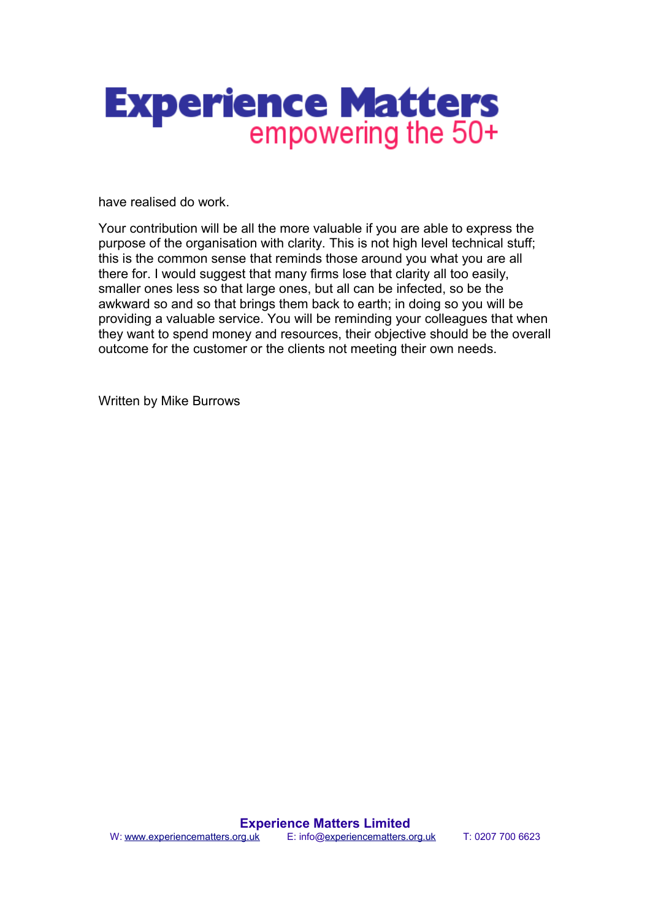have realised do work.

Your contribution will be all the more valuable if you are able to express the purpose of the organisation with clarity. This is not high level technical stuff; this is the common sense that reminds those around you what you are all there for. I would suggest that many firms lose that clarity all too easily, smaller ones less so that large ones, but all can be infected, so be the awkward so and so that brings them back to earth; in doing so you will be providing a valuable service. You will be reminding your colleagues that when they want to spend money and resources, their objective should be the overall outcome for the customer or the clients not meeting their own needs.

Written by Mike Burrows